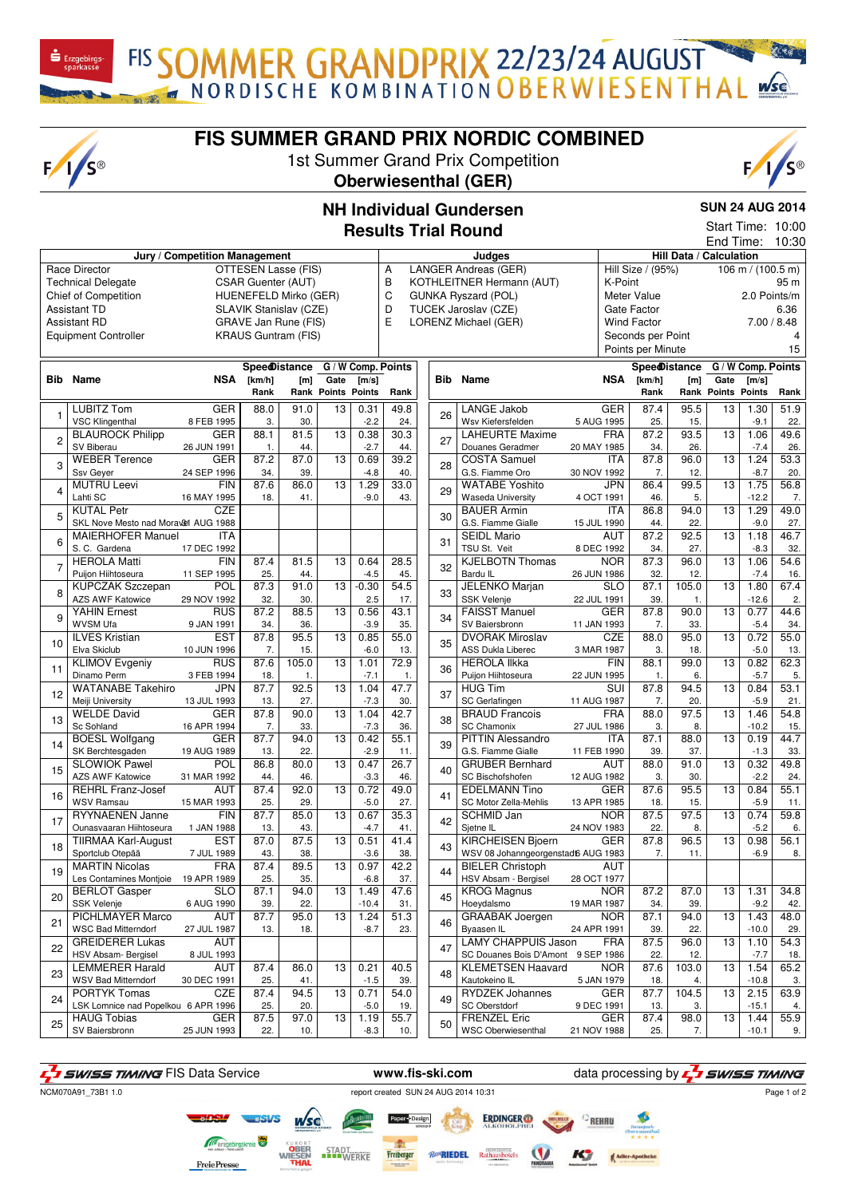# FIS SOMMER GRANDPRIX 22/23/24 AUGUST
## NORDISCHE KOMBINATION OBERWIESENTHAL

# FIS SUMMER GRAND PRIX NORDIC COMBINED

1st Summer Grand Prix Competition

**Oberwiesenthal (GER)**

## NH Individual Gundersen
## Results Trial Round

**SUN 24 AUG 2014**

Start Time: 10:00
End Time: 10:30

| Jury / Competition Management | | Judges | | Hill Data / Calculation | |
|---|---|---|---|---|---|
| Race Director | OTTESEN Lasse (FIS) | A | LANGER Andreas (GER) | Hill Size / (95%) | 106 m / (100.5 m) |
| Technical Delegate | CSAR Guenter (AUT) | B | KOTHLEITNER Hermann (AUT) | K-Point | 95 m |
| Chief of Competition | HUENEFELD Mirko (GER) | C | GUNKA Ryszard (POL) | Meter Value | 2.0 Points/m |
| Assistant TD | SLAVIK Stanislav (CZE) | D | TUCEK Jaroslav (CZE) | Gate Factor | 6.36 |
| Assistant RD | GRAVE Jan Rune (FIS) | E | LORENZ Michael (GER) | Wind Factor | 7.00 / 8.48 |
| Equipment Controller | KRAUS Guntram (FIS) | | | Seconds per Point | 4 |
| | | | | Points per Minute | 15 |

| Bib | Name / Club | NSA / Date of birth | Speed [km/h] / Rank | Distance [m] / Rank | Gate / Points | G/W Comp. [m/s] / Points | Points / Rank |
|---|---|---|---|---|---|---|---|
| 1 | LUBITZ Tom / VSC Klingenthal | GER / 8 FEB 1995 | 88.0 / 3. | 91.0 / 30. | 13 | 0.31 / -2.2 | 49.8 / 24. |
| 2 | BLAUROCK Philipp / SV Biberau | GER / 26 JUN 1991 | 88.1 / 1. | 81.5 / 44. | 13 | 0.38 / -2.7 | 30.3 / 44. |
| 3 | WEBER Terence / Ssv Geyer | GER / 24 SEP 1996 | 87.2 / 34. | 87.0 / 39. | 13 | 0.69 / -4.8 | 39.2 / 40. |
| 4 | MUTRU Leevi / Lahti SC | FIN / 16 MAY 1995 | 87.6 / 18. | 86.0 / 41. | 13 | 1.29 / -9.0 | 33.0 / 43. |
| 5 | KUTAL Petr / SKL Nove Mesto nad Moravou | CZE / 31 AUG 1988 | | | | | |
| 6 | MAIERHOFER Manuel / S. C. Gardena | ITA / 17 DEC 1992 | | | | | |
| 7 | HEROLA Matti / Puijon Hiihtoseura | FIN / 11 SEP 1995 | 87.4 / 25. | 81.5 / 44. | 13 | 0.64 / -4.5 | 28.5 / 45. |
| 8 | KUPCZAK Szczepan / AZS AWF Katowice | POL / 29 NOV 1992 | 87.3 / 32. | 91.0 / 30. | 13 | -0.30 / 2.5 | 54.5 / 17. |
| 9 | YAHIN Ernest / WVSM Ufa | RUS / 9 JAN 1991 | 87.2 / 34. | 88.5 / 36. | 13 | 0.56 / -3.9 | 43.1 / 35. |
| 10 | ILVES Kristian / Elva Skiclub | EST / 10 JUN 1996 | 87.8 / 7. | 95.5 / 15. | 13 | 0.85 / -6.0 | 55.0 / 13. |
| 11 | KLIMOV Evgeniy / Dinamo Perm | RUS / 3 FEB 1994 | 87.6 / 18. | 105.0 / 1. | 13 | 1.01 / -7.1 | 72.9 / 1. |
| 12 | WATANABE Takehiro / Meiji University | JPN / 13 JUL 1993 | 87.7 / 13. | 92.5 / 27. | 13 | 1.04 / -7.3 | 47.7 / 30. |
| 13 | WELDE David / Sc Sohland | GER / 16 APR 1994 | 87.8 / 7. | 90.0 / 33. | 13 | 1.04 / -7.3 | 42.7 / 36. |
| 14 | BOESL Wolfgang / SK Berchtesgaden | GER / 19 AUG 1989 | 87.7 / 13. | 94.0 / 22. | 13 | 0.42 / -2.9 | 55.1 / 11. |
| 15 | SLOWIOK Pawel / AZS AWF Katowice | POL / 31 MAR 1992 | 86.8 / 44. | 80.0 / 46. | 13 | 0.47 / -3.3 | 26.7 / 46. |
| 16 | REHRL Franz-Josef / WSV Ramsau | AUT / 15 MAR 1993 | 87.4 / 25. | 92.0 / 29. | 13 | 0.72 / -5.0 | 49.0 / 27. |
| 17 | RYYNAENEN Janne / Ounasvaaran Hiihtoseura | FIN / 1 JAN 1988 | 87.7 / 13. | 85.0 / 43. | 13 | 0.67 / -4.7 | 35.3 / 41. |
| 18 | TIIRMAA Karl-August / Sportclub Otepää | EST / 7 JUL 1989 | 87.0 / 43. | 87.5 / 38. | 13 | 0.51 / -3.6 | 41.4 / 38. |
| 19 | MARTIN Nicolas / Les Contamines Montjoie | FRA / 19 APR 1989 | 87.4 / 25. | 89.5 / 35. | 13 | 0.97 / -6.8 | 42.2 / 37. |
| 20 | BERLOT Gasper / SSK Velenje | SLO / 6 AUG 1990 | 87.1 / 39. | 94.0 / 22. | 13 | 1.49 / -10.4 | 47.6 / 31. |
| 21 | PICHLMAYER Marco / WSC Bad Mitterndorf | AUT / 27 JUL 1987 | 87.7 / 13. | 95.0 / 18. | 13 | 1.24 / -8.7 | 51.3 / 23. |
| 22 | GREIDERER Lukas / HSV Absam- Bergisel | AUT / 8 JUL 1993 | | | | | |
| 23 | LEMMERER Harald / WSV Bad Mitterndorf | AUT / 30 DEC 1991 | 87.4 / 25. | 86.0 / 41. | 13 | 0.21 / -1.5 | 40.5 / 39. |
| 24 | PORTYK Tomas / LSK Lomnice nad Popelkou | CZE / 6 APR 1996 | 87.4 / 25. | 94.5 / 20. | 13 | 0.71 / -5.0 | 54.0 / 19. |
| 25 | HAUG Tobias / SV Baiersbronn | GER / 25 JUN 1993 | 87.5 / 22. | 97.0 / 10. | 13 | 1.19 / -8.3 | 55.7 / 10. |
| 26 | LANGE Jakob / Wsv Kiefersfelden | GER / 5 AUG 1995 | 87.4 / 25. | 95.5 / 15. | 13 | 1.30 / -9.1 | 51.9 / 22. |
| 27 | LAHEURTE Maxime / Douanes Geradmer | FRA / 20 MAY 1985 | 87.2 / 34. | 93.5 / 26. | 13 | 1.06 / -7.4 | 49.6 / 26. |
| 28 | COSTA Samuel / G.S. Fiamme Oro | ITA / 30 NOV 1992 | 87.8 / 7. | 96.0 / 12. | 13 | 1.24 / -8.7 | 53.3 / 20. |
| 29 | WATABE Yoshito / Waseda University | JPN / 4 OCT 1991 | 86.4 / 46. | 99.5 / 5. | 13 | 1.75 / -12.2 | 56.8 / 7. |
| 30 | BAUER Armin / G.S. Fiamme Gialle | ITA / 15 JUL 1990 | 86.8 / 44. | 94.0 / 22. | 13 | 1.29 / -9.0 | 49.0 / 27. |
| 31 | SEIDL Mario / TSU St. Veit | AUT / 8 DEC 1992 | 87.2 / 34. | 92.5 / 27. | 13 | 1.18 / -8.3 | 46.7 / 32. |
| 32 | KJELBOTN Thomas / Bardu IL | NOR / 26 JUN 1986 | 87.3 / 32. | 96.0 / 12. | 13 | 1.06 / -7.4 | 54.6 / 16. |
| 33 | JELENKO Marjan / SSK Velenje | SLO / 22 JUL 1991 | 87.1 / 39. | 105.0 / 1. | 13 | 1.80 / -12.6 | 67.4 / 2. |
| 34 | FAISST Manuel / SV Baiersbronn | GER / 11 JAN 1993 | 87.8 / 7. | 90.0 / 33. | 13 | 0.77 / -5.4 | 44.6 / 34. |
| 35 | DVORAK Miroslav / ASS Dukla Liberec | CZE / 3 MAR 1987 | 88.0 / 3. | 95.0 / 18. | 13 | 0.72 / -5.0 | 55.0 / 13. |
| 36 | HEROLA Ilkka / Puijon Hiihtoseura | FIN / 22 JUN 1995 | 88.1 / 1. | 99.0 / 6. | 13 | 0.82 / -5.7 | 62.3 / 5. |
| 37 | HUG Tim / SC Gerlafingen | SUI / 11 AUG 1987 | 87.8 / 7. | 94.5 / 20. | 13 | 0.84 / -5.9 | 53.1 / 21. |
| 38 | BRAUD Francois / SC Chamonix | FRA / 27 JUL 1986 | 88.0 / 3. | 97.5 / 8. | 13 | 1.46 / -10.2 | 54.8 / 15. |
| 39 | PITTIN Alessandro / G.S. Fiamme Gialle | ITA / 11 FEB 1990 | 87.1 / 39. | 88.0 / 37. | 13 | 0.19 / -1.3 | 44.7 / 33. |
| 40 | GRUBER Bernhard / SC Bischofshofen | AUT / 12 AUG 1982 | 88.0 / 3. | 91.0 / 30. | 13 | 0.32 / -2.2 | 49.8 / 24. |
| 41 | EDELMANN Tino / SC Motor Zella-Mehlis | GER / 13 APR 1985 | 87.6 / 18. | 95.5 / 15. | 13 | 0.84 / -5.9 | 55.1 / 11. |
| 42 | SCHMID Jan / Sjetne IL | NOR / 24 NOV 1983 | 87.5 / 22. | 97.5 / 8. | 13 | 0.74 / -5.2 | 59.8 / 6. |
| 43 | KIRCHEISEN Bjoern / WSV 08 Johanngeorgenstadt | GER / 6 AUG 1983 | 87.8 / 7. | 96.5 / 11. | 13 | 0.98 / -6.9 | 56.1 / 8. |
| 44 | BIELER Christoph / HSV Absam - Bergisel | AUT / 28 OCT 1977 | | | | | |
| 45 | KROG Magnus / Hoeydalsmo | NOR / 19 MAR 1987 | 87.2 / 34. | 87.0 / 39. | 13 | 1.31 / -9.2 | 34.8 / 42. |
| 46 | GRAABAK Joergen / Byaasen IL | NOR / 24 APR 1991 | 87.1 / 39. | 94.0 / 22. | 13 | 1.43 / -10.0 | 48.0 / 29. |
| 47 | LAMY CHAPPUIS Jason / SC Douanes Bois D'Amont | FRA / 9 SEP 1986 | 87.5 / 22. | 96.0 / 12. | 13 | 1.10 / -7.7 | 54.3 / 18. |
| 48 | KLEMETSEN Haavard / Kautokeino IL | NOR / 5 JAN 1979 | 87.6 / 18. | 103.0 / 4. | 13 | 1.54 / -10.8 | 65.2 / 3. |
| 49 | RYDZEK Johannes / SC Oberstdorf | GER / 9 DEC 1991 | 87.7 / 13. | 104.5 / 3. | 13 | 2.15 / -15.1 | 63.9 / 4. |
| 50 | FRENZEL Eric / WSC Oberwiesenthal | GER / 21 NOV 1988 | 87.4 / 25. | 98.0 / 7. | 13 | 1.44 / -10.1 | 55.9 / 9. |

SWISS TIMING FIS Data Service — www.fis-ski.com — data processing by SWISS TIMING

NCM070A91_73B1 1.0 — report created SUN 24 AUG 2014 10:31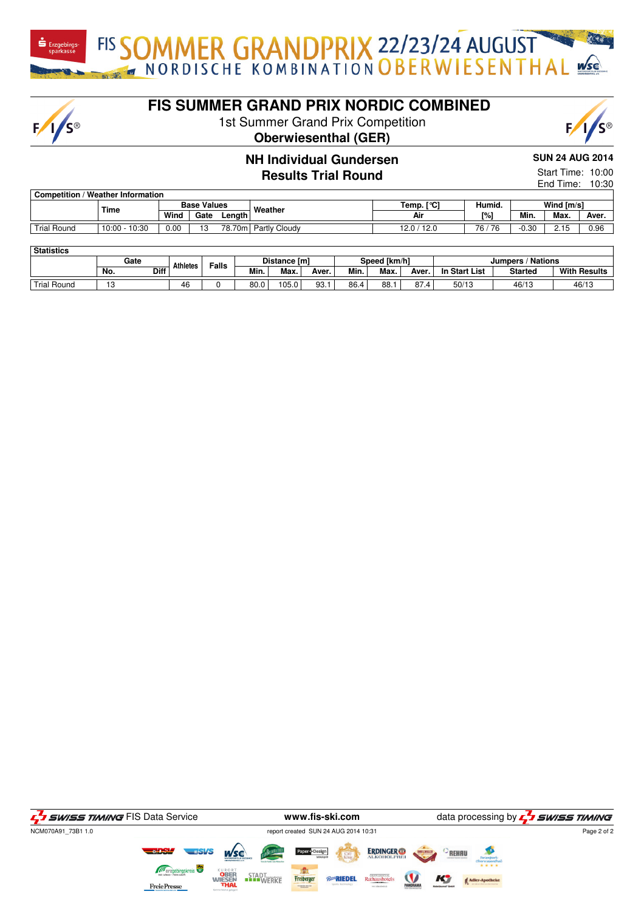# FIS SUMMER GRAND PRIX NORDIC COMBINED

1st Summer Grand Prix Competition

**Oberwiesenthal (GER)**

## NH Individual Gundersen
## Results Trial Round

**SUN 24 AUG 2014**

Start Time: 10:00
End Time: 10:30

**Competition / Weather Information**

| | Time | Base Values | | | Weather | Temp. [°C] | Humid. | Wind [m/s] | | |
|---|---|---|---|---|---|---|---|---|---|---|
| | | Wind | Gate | Length | | Air | [%] | Min. | Max. | Aver. |
| Trial Round | 10:00 - 10:30 | 0.00 | 13 | 78.70m | Partly Cloudy | 12.0 / 12.0 | 76 / 76 | -0.30 | 2.15 | 0.96 |

**Statistics**

| | Gate | | Athletes | Falls | Distance [m] | | | Speed [km/h] | | | Jumpers / Nations | | |
|---|---|---|---|---|---|---|---|---|---|---|---|---|---|
| | No. | Diff | | | Min. | Max. | Aver. | Min. | Max. | Aver. | In Start List | Started | With Results |
| Trial Round | 13 | | 46 | 0 | 80.0 | 105.0 | 93.1 | 86.4 | 88.1 | 87.4 | 50/13 | 46/13 | 46/13 |

SWISS TIMING FIS Data Service — www.fis-ski.com — data processing by SWISS TIMING

NCM070A91_73B1 1.0 — report created SUN 24 AUG 2014 10:31